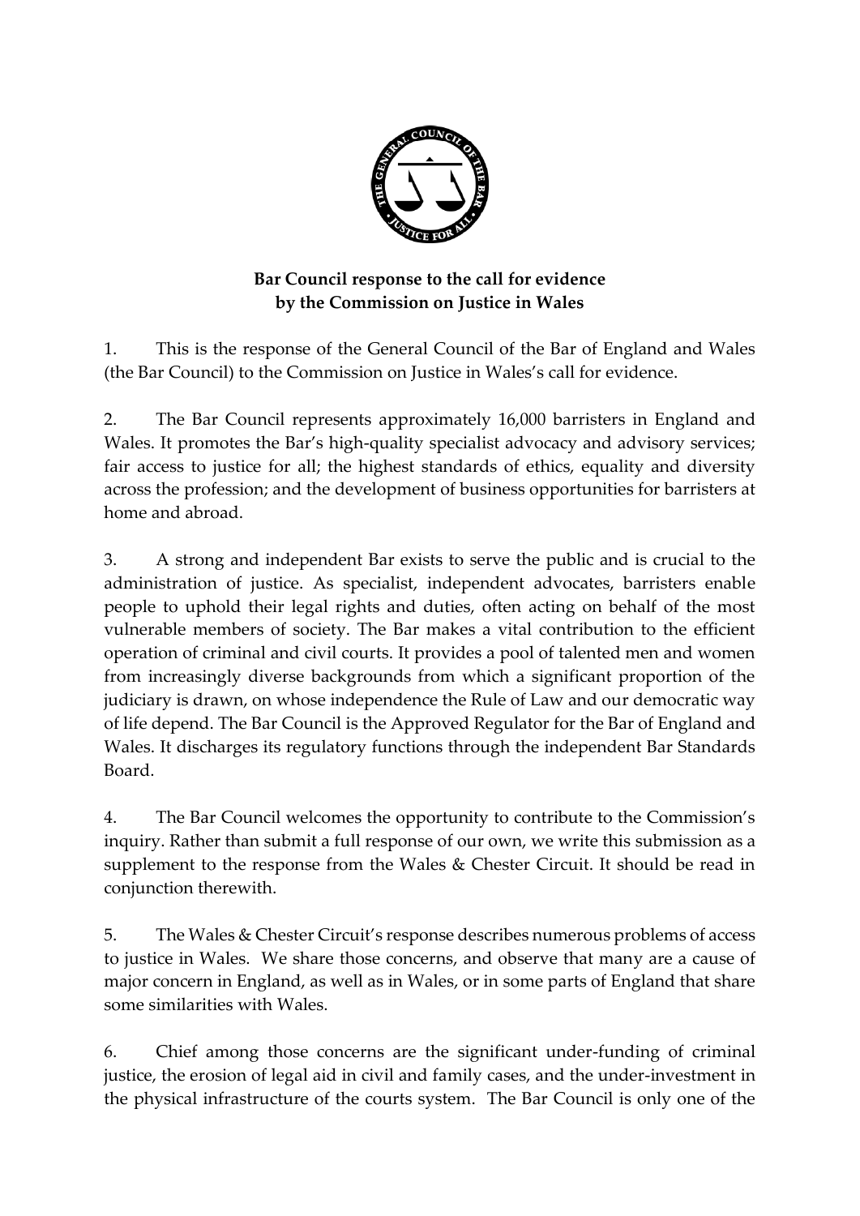**Bar Council response to the call for evidence by the Commission on Justice in Wales**

1. This is the response of the General Council of the Bar of England and Wales (the Bar Council) to the Commission on Justice in Wales's call for evidence.

2. The Bar Council represents approximately 16,000 barristers in England and Wales. It promotes the Bar's high-quality specialist advocacy and advisory services; fair access to justice for all; the highest standards of ethics, equality and diversity across the profession; and the development of business opportunities for barristers at home and abroad.

3. A strong and independent Bar exists to serve the public and is crucial to the administration of justice. As specialist, independent advocates, barristers enable people to uphold their legal rights and duties, often acting on behalf of the most vulnerable members of society. The Bar makes a vital contribution to the efficient operation of criminal and civil courts. It provides a pool of talented men and women from increasingly diverse backgrounds from which a significant proportion of the judiciary is drawn, on whose independence the Rule of Law and our democratic way of life depend. The Bar Council is the Approved Regulator for the Bar of England and Wales. It discharges its regulatory functions through the independent Bar Standards Board.

4. The Bar Council welcomes the opportunity to contribute to the Commission's inquiry. Rather than submit a full response of our own, we write this submission as a supplement to the response from the Wales & Chester Circuit. It should be read in conjunction therewith.

5. The Wales & Chester Circuit's response describes numerous problems of access to justice in Wales. We share those concerns, and observe that many are a cause of major concern in England, as well as in Wales, or in some parts of England that share some similarities with Wales.

6. Chief among those concerns are the significant under-funding of criminal justice, the erosion of legal aid in civil and family cases, and the under-investment in the physical infrastructure of the courts system. The Bar Council is only one of the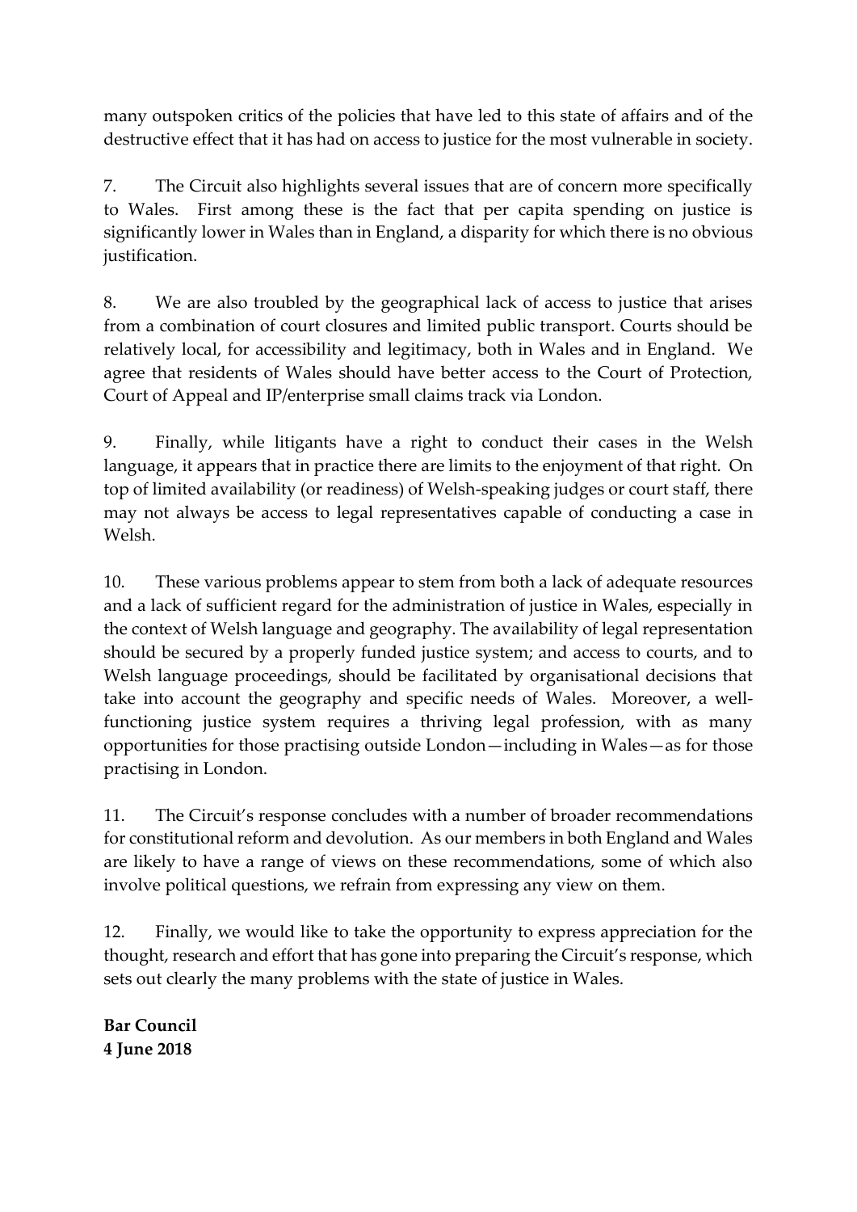many outspoken critics of the policies that have led to this state of affairs and of the destructive effect that it has had on access to justice for the most vulnerable in society.

7. The Circuit also highlights several issues that are of concern more specifically to Wales. First among these is the fact that per capita spending on justice is significantly lower in Wales than in England, a disparity for which there is no obvious justification.

8. We are also troubled by the geographical lack of access to justice that arises from a combination of court closures and limited public transport. Courts should be relatively local, for accessibility and legitimacy, both in Wales and in England. We agree that residents of Wales should have better access to the Court of Protection, Court of Appeal and IP/enterprise small claims track via London.

9. Finally, while litigants have a right to conduct their cases in the Welsh language, it appears that in practice there are limits to the enjoyment of that right. On top of limited availability (or readiness) of Welsh-speaking judges or court staff, there may not always be access to legal representatives capable of conducting a case in Welsh.

10. These various problems appear to stem from both a lack of adequate resources and a lack of sufficient regard for the administration of justice in Wales, especially in the context of Welsh language and geography. The availability of legal representation should be secured by a properly funded justice system; and access to courts, and to Welsh language proceedings, should be facilitated by organisational decisions that take into account the geography and specific needs of Wales. Moreover, a well-functioning justice system requires a thriving legal profession, with as many opportunities for those practising outside London—including in Wales—as for those practising in London.

11. The Circuit's response concludes with a number of broader recommendations for constitutional reform and devolution. As our members in both England and Wales are likely to have a range of views on these recommendations, some of which also involve political questions, we refrain from expressing any view on them.

12. Finally, we would like to take the opportunity to express appreciation for the thought, research and effort that has gone into preparing the Circuit's response, which sets out clearly the many problems with the state of justice in Wales.

**Bar Council**
**4 June 2018**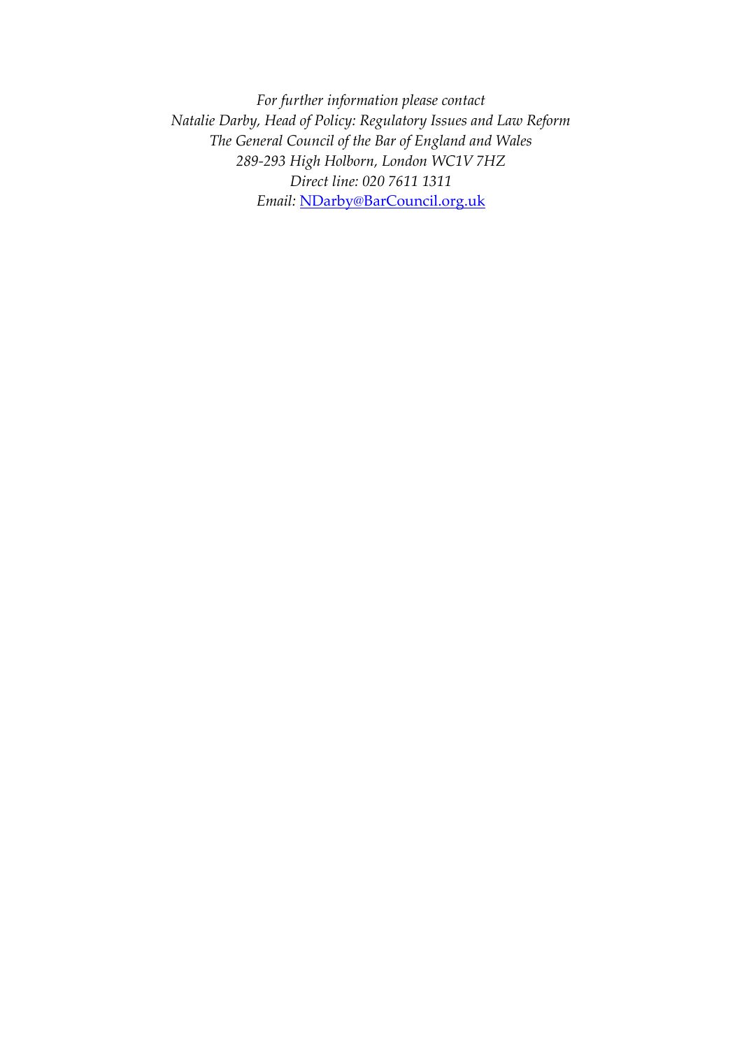*For further information please contact*
*Natalie Darby, Head of Policy: Regulatory Issues and Law Reform*
*The General Council of the Bar of England and Wales*
*289-293 High Holborn, London WC1V 7HZ*
*Direct line: 020 7611 1311*
*Email:* NDarby@BarCouncil.org.uk